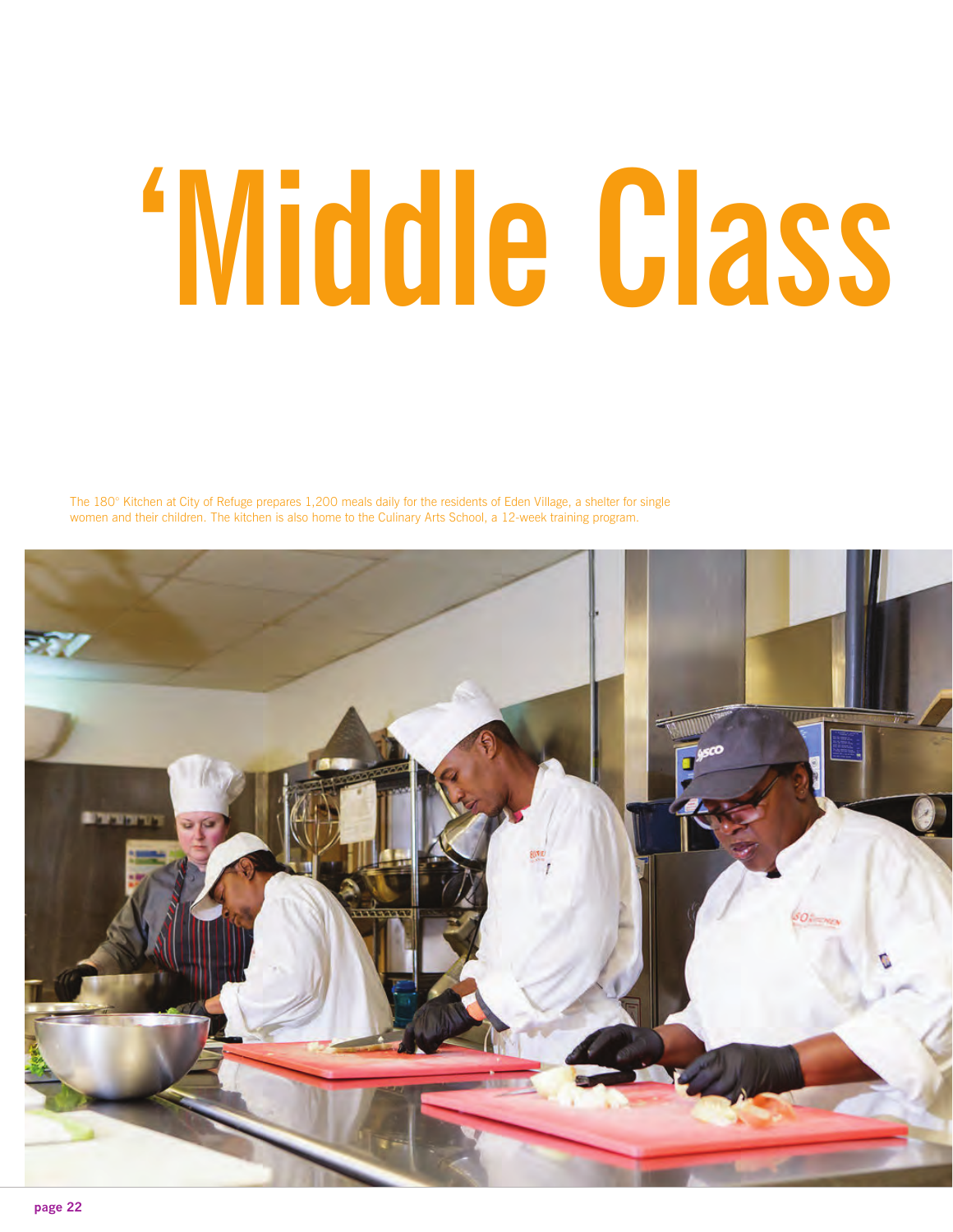# ‘Middle Class

The 180° Kitchen at City of Refuge prepares 1,200 meals daily for the residents of Eden Village, a shelter for single women and their children. The kitchen is also home to the Culinary Arts School, a 12-week training program.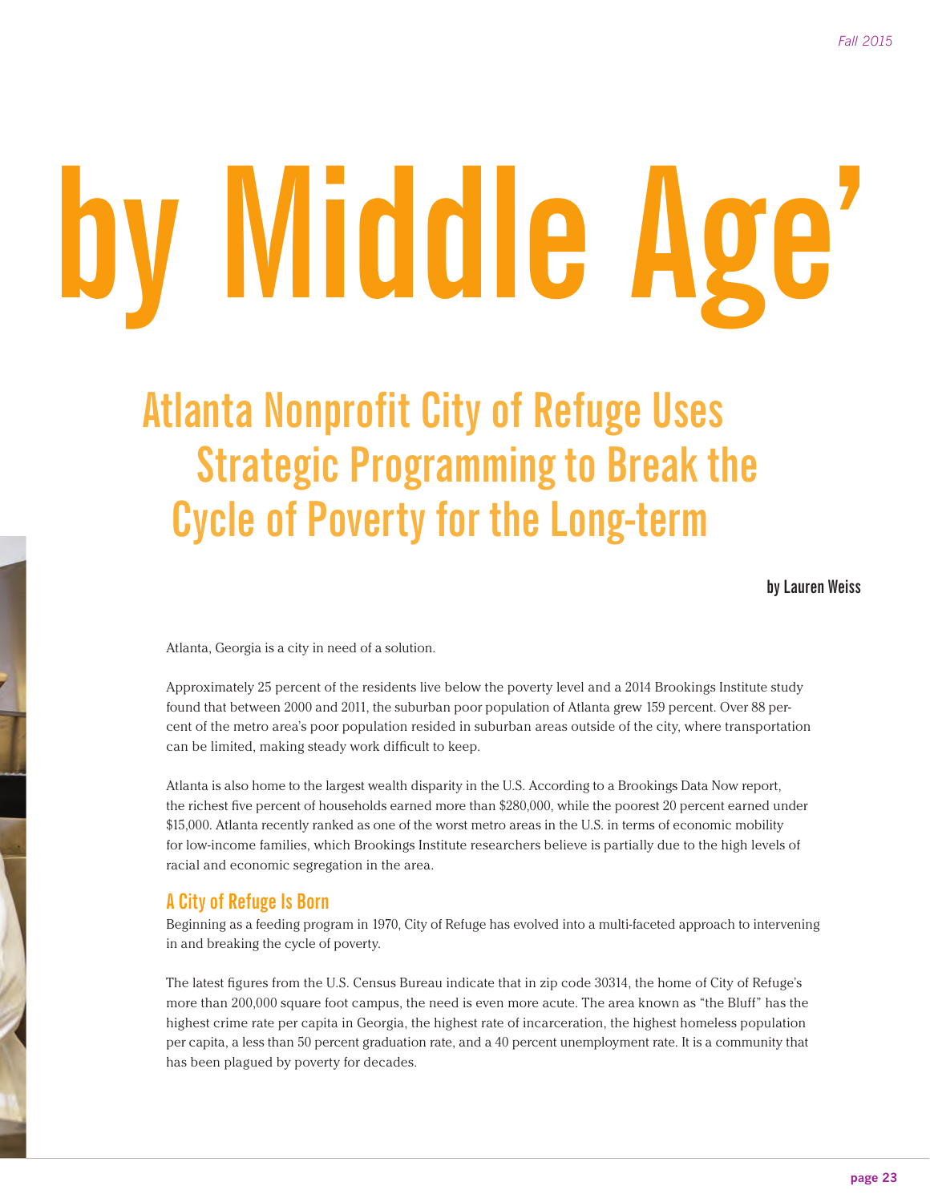# by Middle Age'

## Atlanta Nonprofit City of Refuge Uses Strategic Programming to Break the Cycle of Poverty for the Long-term

**by Lauren Weiss**

Atlanta, Georgia is a city in need of a solution.

Approximately 25 percent of the residents live below the poverty level and a 2014 Brookings Institute study found that between 2000 and 2011, the suburban poor population of Atlanta grew 159 percent. Over 88 percent of the metro area's poor population resided in suburban areas outside of the city, where transportation can be limited, making steady work difficult to keep.

Atlanta is also home to the largest wealth disparity in the U.S. According to a Brookings Data Now report, the richest five percent of households earned more than $280,000, while the poorest 20 percent earned under $15,000. Atlanta recently ranked as one of the worst metro areas in the U.S. in terms of economic mobility for low-income families, which Brookings Institute researchers believe is partially due to the high levels of racial and economic segregation in the area.

### A City of Refuge Is Born

Beginning as a feeding program in 1970, City of Refuge has evolved into a multi-faceted approach to intervening in and breaking the cycle of poverty.

The latest figures from the U.S. Census Bureau indicate that in zip code 30314, the home of City of Refuge's more than 200,000 square foot campus, the need is even more acute. The area known as "the Bluff" has the highest crime rate per capita in Georgia, the highest rate of incarceration, the highest homeless population per capita, a less than 50 percent graduation rate, and a 40 percent unemployment rate. It is a community that has been plagued by poverty for decades.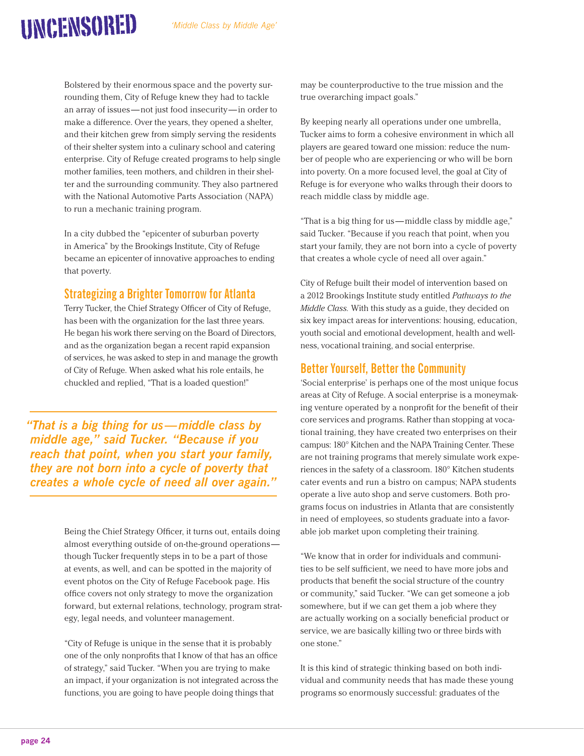Bolstered by their enormous space and the poverty surrounding them, City of Refuge knew they had to tackle an array of issues—not just food insecurity—in order to make a difference. Over the years, they opened a shelter, and their kitchen grew from simply serving the residents of their shelter system into a culinary school and catering enterprise. City of Refuge created programs to help single mother families, teen mothers, and children in their shelter and the surrounding community. They also partnered with the National Automotive Parts Association (NAPA) to run a mechanic training program.

In a city dubbed the "epicenter of suburban poverty in America" by the Brookings Institute, City of Refuge became an epicenter of innovative approaches to ending that poverty.

## Strategizing a Brighter Tomorrow for Atlanta

Terry Tucker, the Chief Strategy Officer of City of Refuge, has been with the organization for the last three years. He began his work there serving on the Board of Directors, and as the organization began a recent rapid expansion of services, he was asked to step in and manage the growth of City of Refuge. When asked what his role entails, he chuckled and replied, "That is a loaded question!"

> ***"That is a big thing for us—middle class by middle age," said Tucker. "Because if you reach that point, when you start your family, they are not born into a cycle of poverty that creates a whole cycle of need all over again."***

Being the Chief Strategy Officer, it turns out, entails doing almost everything outside of on-the-ground operations—though Tucker frequently steps in to be a part of those at events, as well, and can be spotted in the majority of event photos on the City of Refuge Facebook page. His office covers not only strategy to move the organization forward, but external relations, technology, program strategy, legal needs, and volunteer management.

"City of Refuge is unique in the sense that it is probably one of the only nonprofits that I know of that has an office of strategy," said Tucker. "When you are trying to make an impact, if your organization is not integrated across the functions, you are going to have people doing things that may be counterproductive to the true mission and the true overarching impact goals."

By keeping nearly all operations under one umbrella, Tucker aims to form a cohesive environment in which all players are geared toward one mission: reduce the number of people who are experiencing or who will be born into poverty. On a more focused level, the goal at City of Refuge is for everyone who walks through their doors to reach middle class by middle age.

"That is a big thing for us—middle class by middle age," said Tucker. "Because if you reach that point, when you start your family, they are not born into a cycle of poverty that creates a whole cycle of need all over again."

City of Refuge built their model of intervention based on a 2012 Brookings Institute study entitled *Pathways to the Middle Class*. With this study as a guide, they decided on six key impact areas for interventions: housing, education, youth social and emotional development, health and wellness, vocational training, and social enterprise.

## Better Yourself, Better the Community

'Social enterprise' is perhaps one of the most unique focus areas at City of Refuge. A social enterprise is a moneymaking venture operated by a nonprofit for the benefit of their core services and programs. Rather than stopping at vocational training, they have created two enterprises on their campus: 180° Kitchen and the NAPA Training Center. These are not training programs that merely simulate work experiences in the safety of a classroom. 180° Kitchen students cater events and run a bistro on campus; NAPA students operate a live auto shop and serve customers. Both programs focus on industries in Atlanta that are consistently in need of employees, so students graduate into a favorable job market upon completing their training.

"We know that in order for individuals and communities to be self sufficient, we need to have more jobs and products that benefit the social structure of the country or community," said Tucker. "We can get someone a job somewhere, but if we can get them a job where they are actually working on a socially beneficial product or service, we are basically killing two or three birds with one stone."

It is this kind of strategic thinking based on both individual and community needs that has made these young programs so enormously successful: graduates of the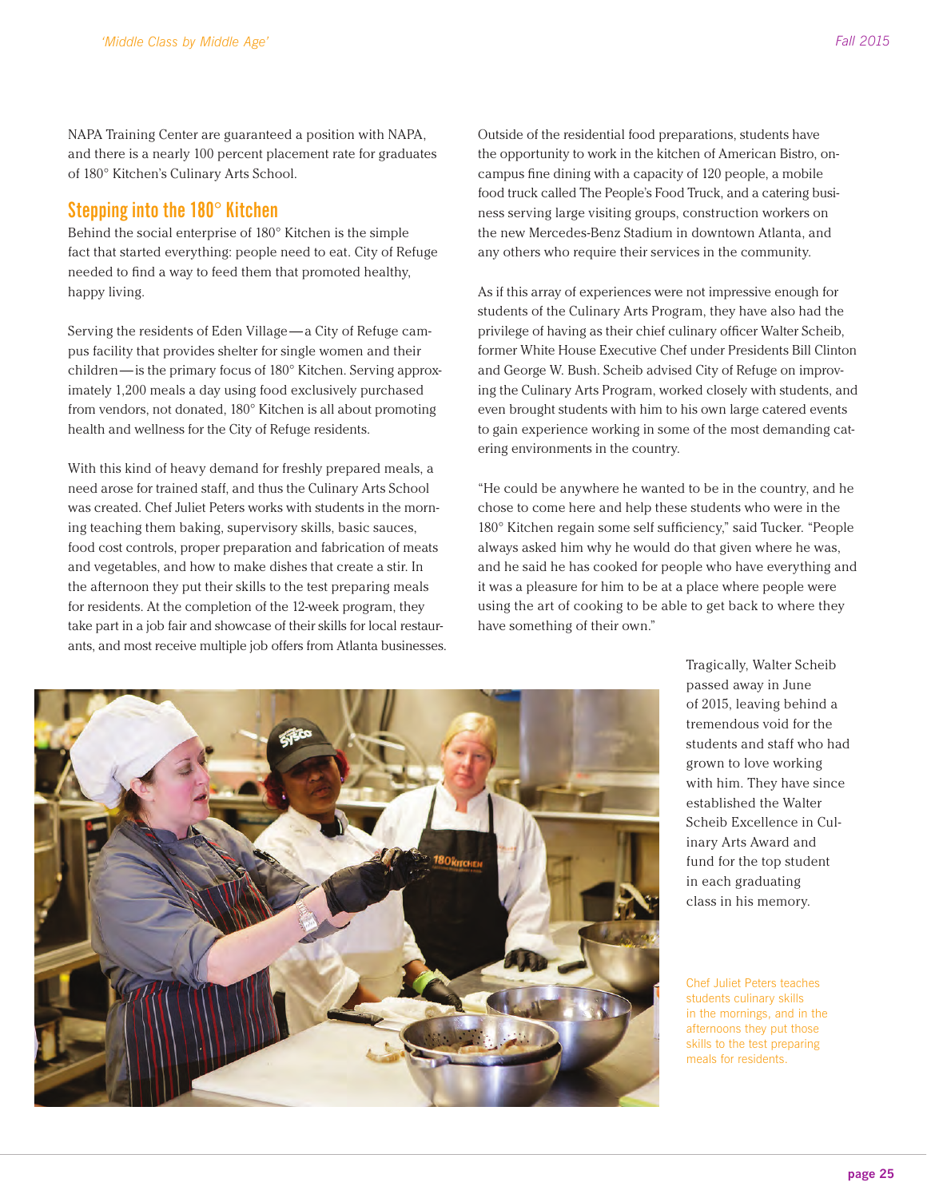NAPA Training Center are guaranteed a position with NAPA, and there is a nearly 100 percent placement rate for graduates of 180° Kitchen's Culinary Arts School.

## Stepping into the 180° Kitchen

Behind the social enterprise of 180° Kitchen is the simple fact that started everything: people need to eat. City of Refuge needed to find a way to feed them that promoted healthy, happy living.

Serving the residents of Eden Village — a City of Refuge campus facility that provides shelter for single women and their children — is the primary focus of 180° Kitchen. Serving approximately 1,200 meals a day using food exclusively purchased from vendors, not donated, 180° Kitchen is all about promoting health and wellness for the City of Refuge residents.

With this kind of heavy demand for freshly prepared meals, a need arose for trained staff, and thus the Culinary Arts School was created. Chef Juliet Peters works with students in the morning teaching them baking, supervisory skills, basic sauces, food cost controls, proper preparation and fabrication of meats and vegetables, and how to make dishes that create a stir. In the afternoon they put their skills to the test preparing meals for residents. At the completion of the 12-week program, they take part in a job fair and showcase of their skills for local restaurants, and most receive multiple job offers from Atlanta businesses.

Outside of the residential food preparations, students have the opportunity to work in the kitchen of American Bistro, on-campus fine dining with a capacity of 120 people, a mobile food truck called The People's Food Truck, and a catering business serving large visiting groups, construction workers on the new Mercedes-Benz Stadium in downtown Atlanta, and any others who require their services in the community.

As if this array of experiences were not impressive enough for students of the Culinary Arts Program, they have also had the privilege of having as their chief culinary officer Walter Scheib, former White House Executive Chef under Presidents Bill Clinton and George W. Bush. Scheib advised City of Refuge on improving the Culinary Arts Program, worked closely with students, and even brought students with him to his own large catered events to gain experience working in some of the most demanding catering environments in the country.

"He could be anywhere he wanted to be in the country, and he chose to come here and help these students who were in the 180° Kitchen regain some self sufficiency," said Tucker. "People always asked him why he would do that given where he was, and he said he has cooked for people who have everything and it was a pleasure for him to be at a place where people were using the art of cooking to be able to get back to where they have something of their own."

Tragically, Walter Scheib passed away in June of 2015, leaving behind a tremendous void for the students and staff who had grown to love working with him. They have since established the Walter Scheib Excellence in Culinary Arts Award and fund for the top student in each graduating class in his memory.

Chef Juliet Peters teaches students culinary skills in the mornings, and in the afternoons they put those skills to the test preparing meals for residents.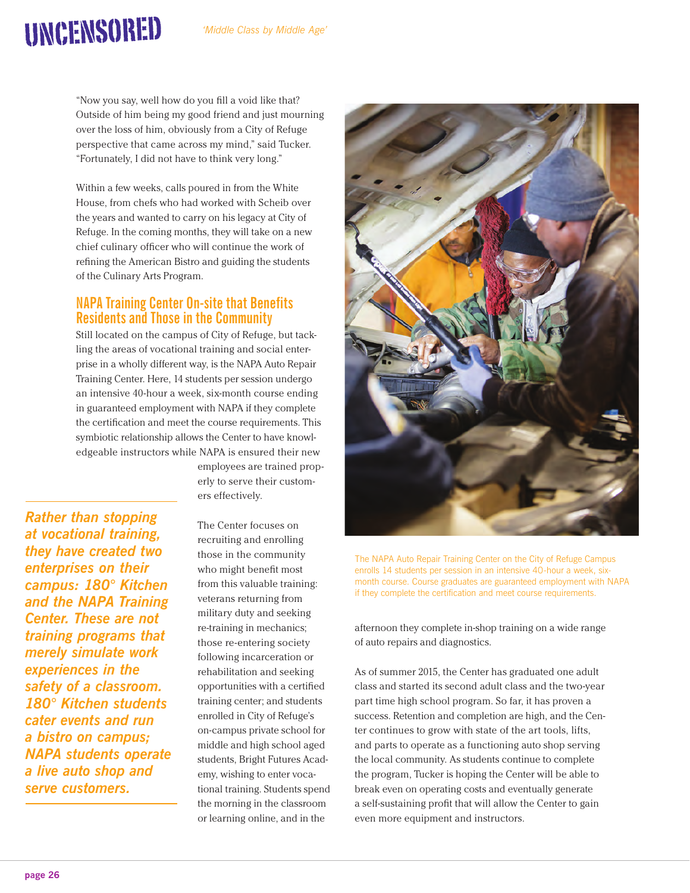"Now you say, well how do you fill a void like that? Outside of him being my good friend and just mourning over the loss of him, obviously from a City of Refuge perspective that came across my mind," said Tucker. "Fortunately, I did not have to think very long."

Within a few weeks, calls poured in from the White House, from chefs who had worked with Scheib over the years and wanted to carry on his legacy at City of Refuge. In the coming months, they will take on a new chief culinary officer who will continue the work of refining the American Bistro and guiding the students of the Culinary Arts Program.

## NAPA Training Center On-site that Benefits Residents and Those in the Community

Still located on the campus of City of Refuge, but tackling the areas of vocational training and social enterprise in a wholly different way, is the NAPA Auto Repair Training Center. Here, 14 students per session undergo an intensive 40-hour a week, six-month course ending in guaranteed employment with NAPA if they complete the certification and meet the course requirements. This symbiotic relationship allows the Center to have knowledgeable instructors while NAPA is ensured their new employees are trained properly to serve their customers effectively.

*Rather than stopping at vocational training, they have created two enterprises on their campus: 180° Kitchen and the NAPA Training Center. These are not training programs that merely simulate work experiences in the safety of a classroom. 180° Kitchen students cater events and run a bistro on campus; NAPA students operate a live auto shop and serve customers.*

The Center focuses on recruiting and enrolling those in the community who might benefit most from this valuable training: veterans returning from military duty and seeking re-training in mechanics; those re-entering society following incarceration or rehabilitation and seeking opportunities with a certified training center; and students enrolled in City of Refuge's on-campus private school for middle and high school aged students, Bright Futures Academy, wishing to enter vocational training. Students spend the morning in the classroom or learning online, and in the afternoon they complete in-shop training on a wide range of auto repairs and diagnostics.

The NAPA Auto Repair Training Center on the City of Refuge Campus enrolls 14 students per session in an intensive 40-hour a week, six-month course. Course graduates are guaranteed employment with NAPA if they complete the certification and meet course requirements.

As of summer 2015, the Center has graduated one adult class and started its second adult class and the two-year part time high school program. So far, it has proven a success. Retention and completion are high, and the Center continues to grow with state of the art tools, lifts, and parts to operate as a functioning auto shop serving the local community. As students continue to complete the program, Tucker is hoping the Center will be able to break even on operating costs and eventually generate a self-sustaining profit that will allow the Center to gain even more equipment and instructors.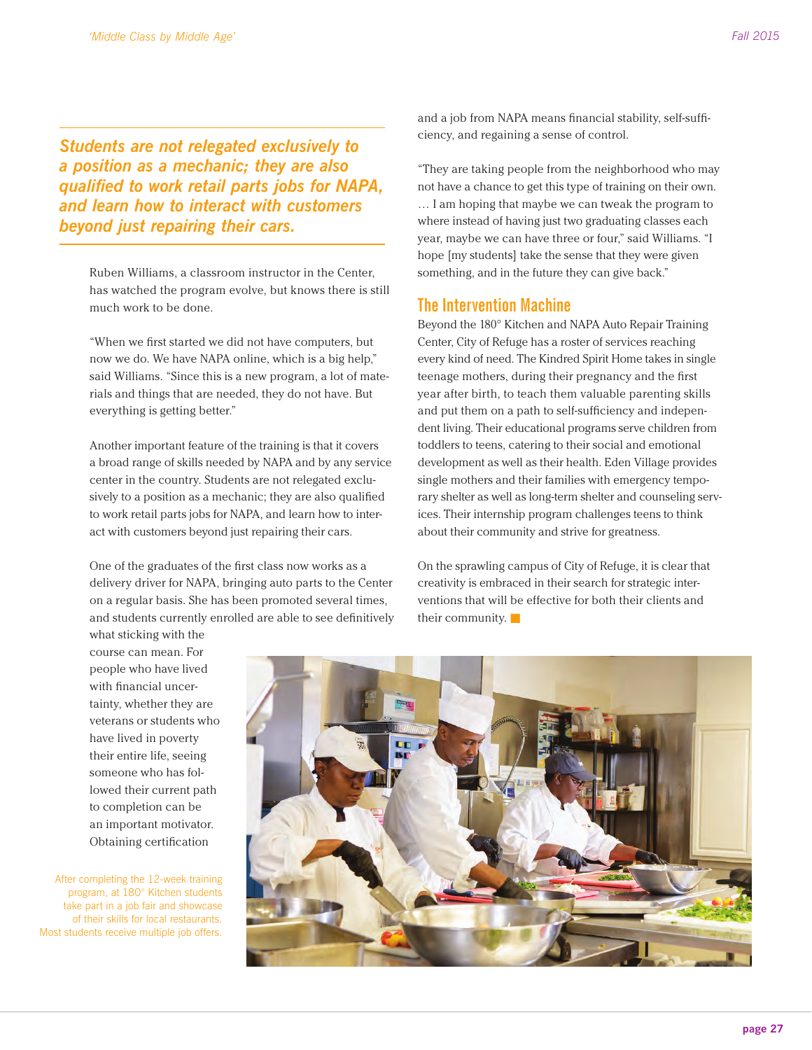*Students are not relegated exclusively to a position as a mechanic; they are also qualified to work retail parts jobs for NAPA, and learn how to interact with customers beyond just repairing their cars.*

Ruben Williams, a classroom instructor in the Center, has watched the program evolve, but knows there is still much work to be done.

"When we first started we did not have computers, but now we do. We have NAPA online, which is a big help," said Williams. "Since this is a new program, a lot of materials and things that are needed, they do not have. But everything is getting better."

Another important feature of the training is that it covers a broad range of skills needed by NAPA and by any service center in the country. Students are not relegated exclusively to a position as a mechanic; they are also qualified to work retail parts jobs for NAPA, and learn how to interact with customers beyond just repairing their cars.

One of the graduates of the first class now works as a delivery driver for NAPA, bringing auto parts to the Center on a regular basis. She has been promoted several times, and students currently enrolled are able to see definitively what sticking with the course can mean. For people who have lived with financial uncertainty, whether they are veterans or students who have lived in poverty their entire life, seeing someone who has followed their current path to completion can be an important motivator. Obtaining certification and a job from NAPA means financial stability, self-sufficiency, and regaining a sense of control.

"They are taking people from the neighborhood who may not have a chance to get this type of training on their own. … I am hoping that maybe we can tweak the program to where instead of having just two graduating classes each year, maybe we can have three or four," said Williams. "I hope [my students] take the sense that they were given something, and in the future they can give back."

## The Intervention Machine

Beyond the 180° Kitchen and NAPA Auto Repair Training Center, City of Refuge has a roster of services reaching every kind of need. The Kindred Spirit Home takes in single teenage mothers, during their pregnancy and the first year after birth, to teach them valuable parenting skills and put them on a path to self-sufficiency and independent living. Their educational programs serve children from toddlers to teens, catering to their social and emotional development as well as their health. Eden Village provides single mothers and their families with emergency temporary shelter as well as long-term shelter and counseling services. Their internship program challenges teens to think about their community and strive for greatness.

On the sprawling campus of City of Refuge, it is clear that creativity is embraced in their search for strategic interventions that will be effective for both their clients and their community.

After completing the 12-week training program, at 180° Kitchen students take part in a job fair and showcase of their skills for local restaurants. Most students receive multiple job offers.